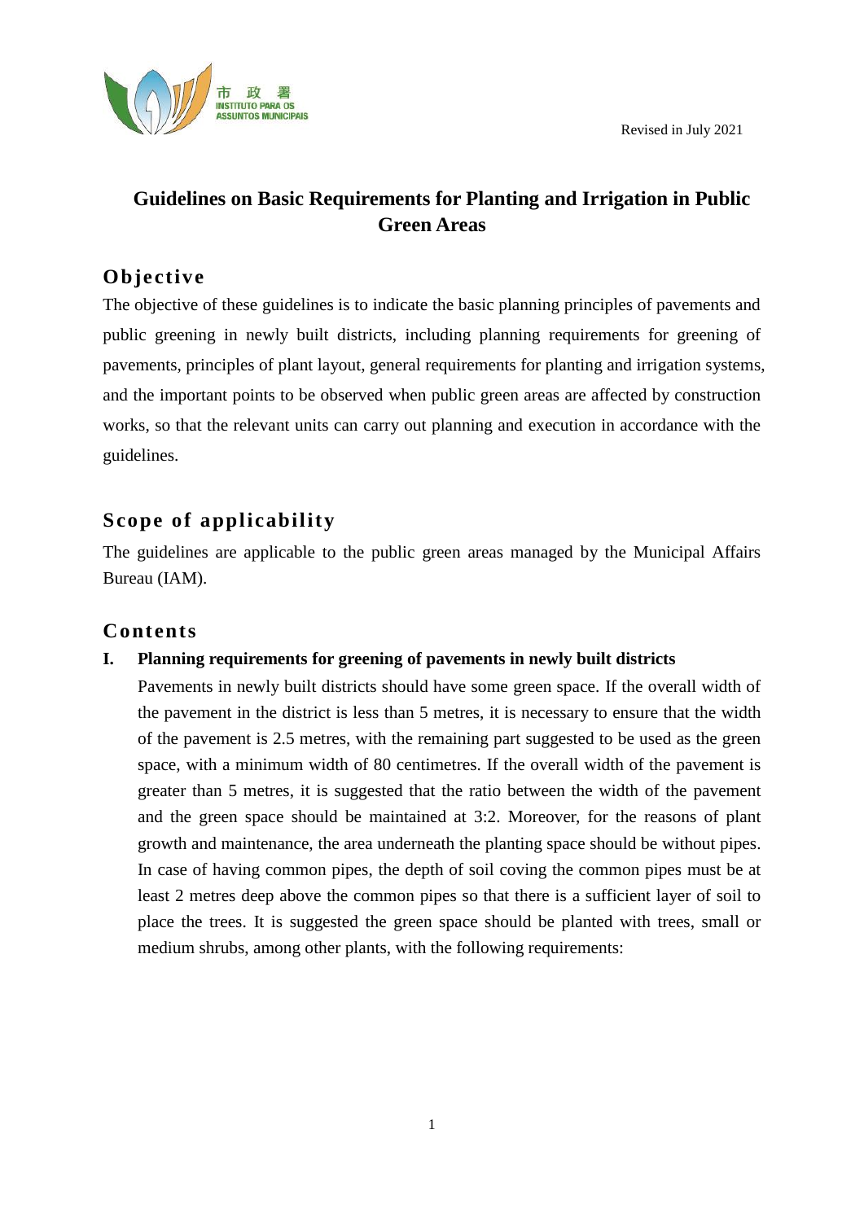Revised in July 2021

# Guidelines on Basic Requirements for Planting and Irrigation in Public Green Areas

## Objective

The objective of these guidelines is to indicate the basic planning principles of pavements and public greening in newly built districts, including planning requirements for greening of pavements, principles of plant layout, general requirements for planting and irrigation systems, and the important points to be observed when public green areas are affected by construction works, so that the relevant units can carry out planning and execution in accordance with the guidelines.

## Scope of applicability

The guidelines are applicable to the public green areas managed by the Municipal Affairs Bureau (IAM).

## Contents

### I. Planning requirements for greening of pavements in newly built districts

Pavements in newly built districts should have some green space. If the overall width of the pavement in the district is less than 5 metres, it is necessary to ensure that the width of the pavement is 2.5 metres, with the remaining part suggested to be used as the green space, with a minimum width of 80 centimetres. If the overall width of the pavement is greater than 5 metres, it is suggested that the ratio between the width of the pavement and the green space should be maintained at 3:2. Moreover, for the reasons of plant growth and maintenance, the area underneath the planting space should be without pipes. In case of having common pipes, the depth of soil coving the common pipes must be at least 2 metres deep above the common pipes so that there is a sufficient layer of soil to place the trees. It is suggested the green space should be planted with trees, small or medium shrubs, among other plants, with the following requirements: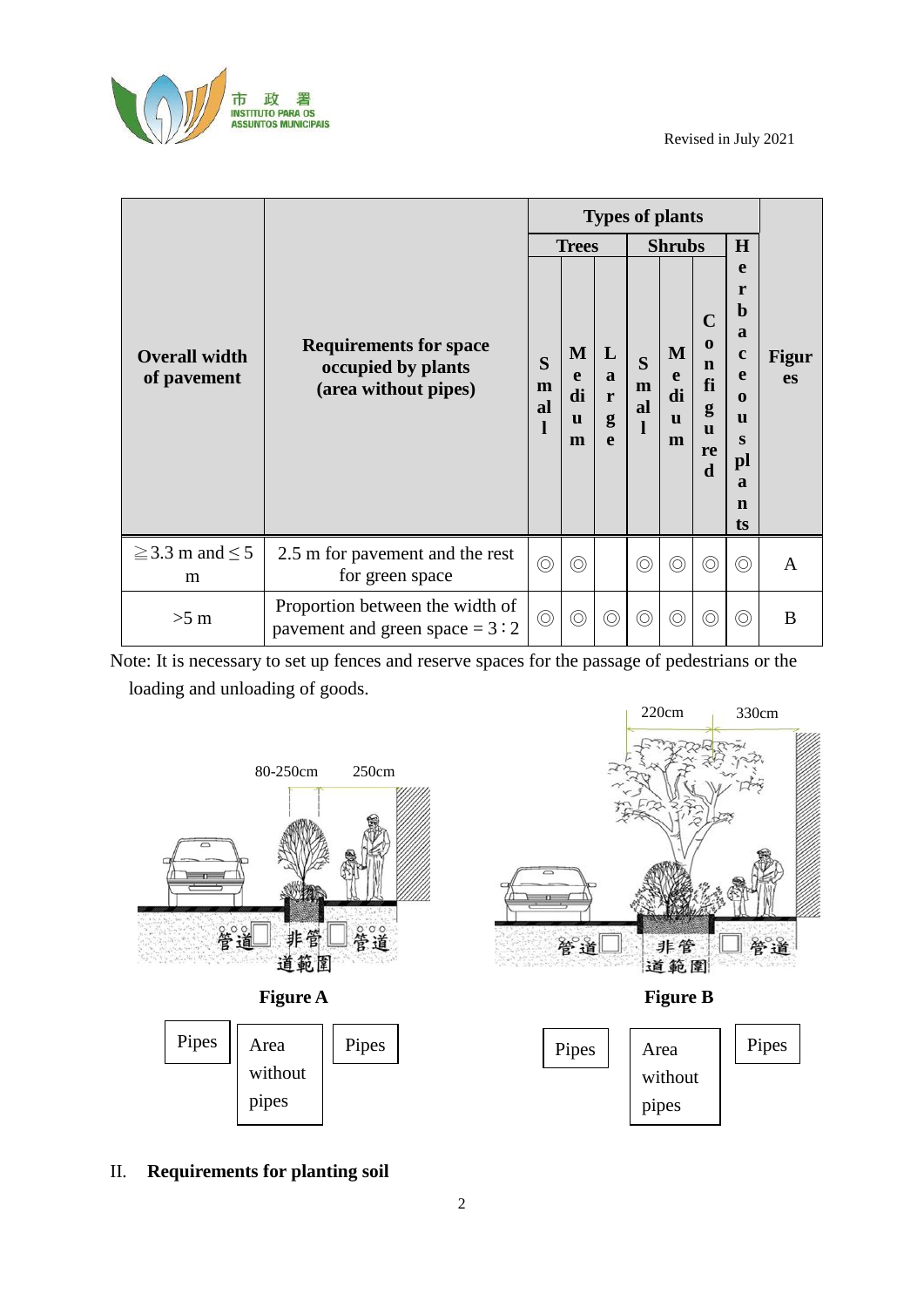| Overall width of pavement | Requirements for space occupied by plants (area without pipes) | Types of plants | | | | | | | Figures |
|---|---|---|---|---|---|---|---|---|---|
| | | Trees | | | Shrubs | | | Herbaceous plants | |
| | | Small | Medium | Large | Small | Medium | Configured | | |
| ≧3.3 m and ≦ 5 m | 2.5 m for pavement and the rest for green space | ◎ | ◎ | | ◎ | ◎ | ◎ | ◎ | A |
| >5 m | Proportion between the width of pavement and green space = 3 : 2 | ◎ | ◎ | ◎ | ◎ | ◎ | ◎ | ◎ | B |

Note: It is necessary to set up fences and reserve spaces for the passage of pedestrians or the loading and unloading of goods.

80-250cm 250cm

管道 非管道範圍 管道

**Figure A**

Pipes | Area without pipes | Pipes

220cm 330cm

管道 非管道範圍 管道

**Figure B**

Pipes | Area without pipes | Pipes

II. **Requirements for planting soil**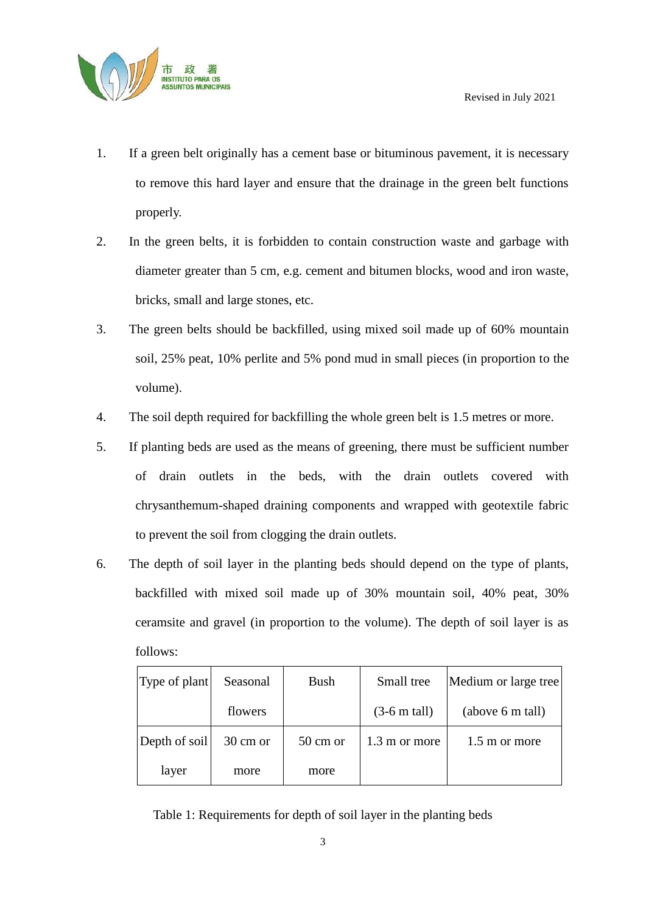1. If a green belt originally has a cement base or bituminous pavement, it is necessary to remove this hard layer and ensure that the drainage in the green belt functions properly.
2. In the green belts, it is forbidden to contain construction waste and garbage with diameter greater than 5 cm, e.g. cement and bitumen blocks, wood and iron waste, bricks, small and large stones, etc.
3. The green belts should be backfilled, using mixed soil made up of 60% mountain soil, 25% peat, 10% perlite and 5% pond mud in small pieces (in proportion to the volume).
4. The soil depth required for backfilling the whole green belt is 1.5 metres or more.
5. If planting beds are used as the means of greening, there must be sufficient number of drain outlets in the beds, with the drain outlets covered with chrysanthemum-shaped draining components and wrapped with geotextile fabric to prevent the soil from clogging the drain outlets.
6. The depth of soil layer in the planting beds should depend on the type of plants, backfilled with mixed soil made up of 30% mountain soil, 40% peat, 30% ceramsite and gravel (in proportion to the volume). The depth of soil layer is as follows:

| Type of plant | Seasonal flowers | Bush | Small tree (3-6 m tall) | Medium or large tree (above 6 m tall) |
|---|---|---|---|---|
| Depth of soil layer | 30 cm or more | 50 cm or more | 1.3 m or more | 1.5 m or more |

Table 1: Requirements for depth of soil layer in the planting beds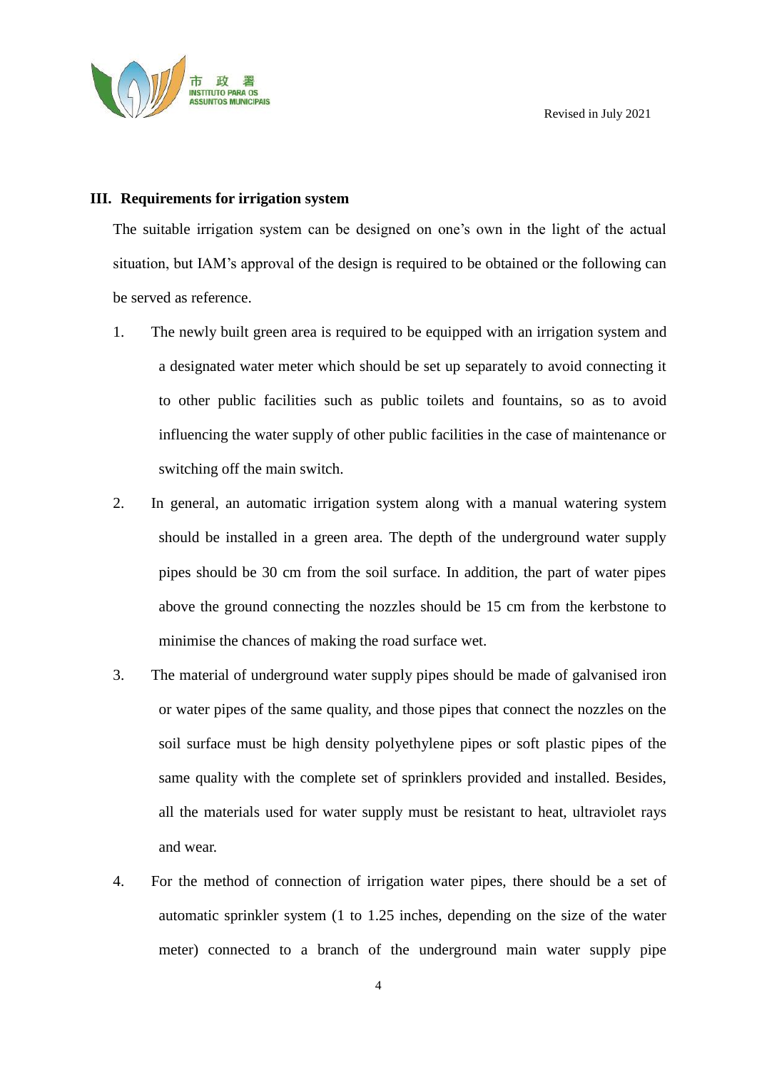## III. Requirements for irrigation system

The suitable irrigation system can be designed on one's own in the light of the actual situation, but IAM's approval of the design is required to be obtained or the following can be served as reference.

1. The newly built green area is required to be equipped with an irrigation system and a designated water meter which should be set up separately to avoid connecting it to other public facilities such as public toilets and fountains, so as to avoid influencing the water supply of other public facilities in the case of maintenance or switching off the main switch.
2. In general, an automatic irrigation system along with a manual watering system should be installed in a green area. The depth of the underground water supply pipes should be 30 cm from the soil surface. In addition, the part of water pipes above the ground connecting the nozzles should be 15 cm from the kerbstone to minimise the chances of making the road surface wet.
3. The material of underground water supply pipes should be made of galvanised iron or water pipes of the same quality, and those pipes that connect the nozzles on the soil surface must be high density polyethylene pipes or soft plastic pipes of the same quality with the complete set of sprinklers provided and installed. Besides, all the materials used for water supply must be resistant to heat, ultraviolet rays and wear.
4. For the method of connection of irrigation water pipes, there should be a set of automatic sprinkler system (1 to 1.25 inches, depending on the size of the water meter) connected to a branch of the underground main water supply pipe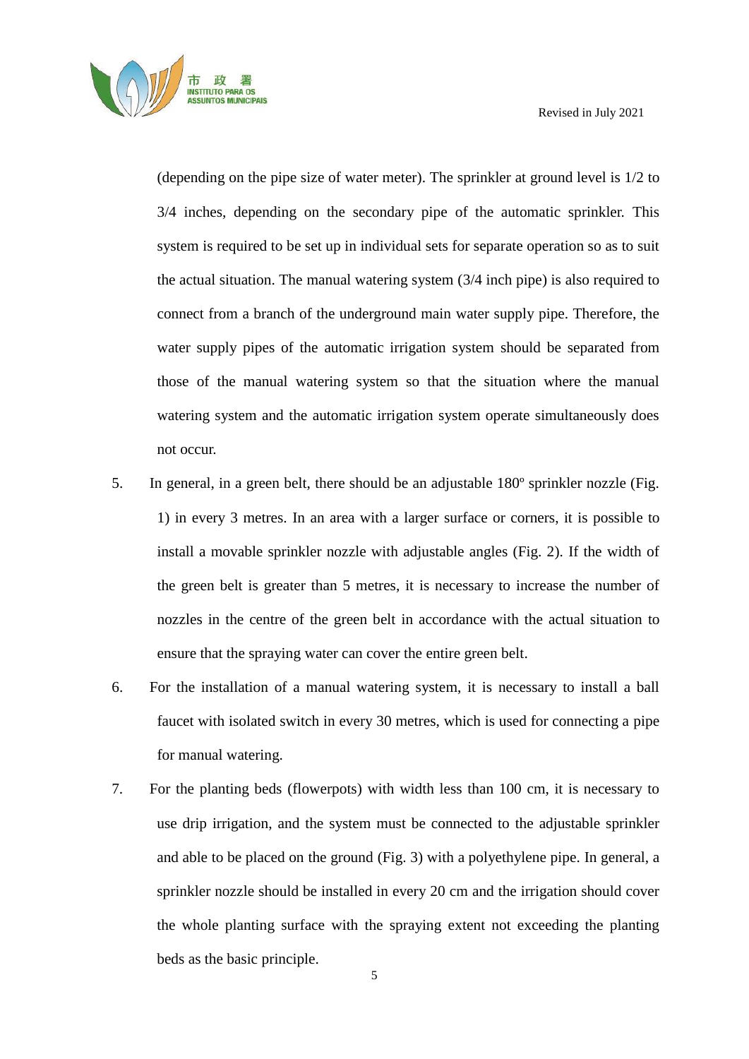(depending on the pipe size of water meter). The sprinkler at ground level is 1/2 to 3/4 inches, depending on the secondary pipe of the automatic sprinkler. This system is required to be set up in individual sets for separate operation so as to suit the actual situation. The manual watering system (3/4 inch pipe) is also required to connect from a branch of the underground main water supply pipe. Therefore, the water supply pipes of the automatic irrigation system should be separated from those of the manual watering system so that the situation where the manual watering system and the automatic irrigation system operate simultaneously does not occur.

5. In general, in a green belt, there should be an adjustable 180º sprinkler nozzle (Fig. 1) in every 3 metres. In an area with a larger surface or corners, it is possible to install a movable sprinkler nozzle with adjustable angles (Fig. 2). If the width of the green belt is greater than 5 metres, it is necessary to increase the number of nozzles in the centre of the green belt in accordance with the actual situation to ensure that the spraying water can cover the entire green belt.

6. For the installation of a manual watering system, it is necessary to install a ball faucet with isolated switch in every 30 metres, which is used for connecting a pipe for manual watering.

7. For the planting beds (flowerpots) with width less than 100 cm, it is necessary to use drip irrigation, and the system must be connected to the adjustable sprinkler and able to be placed on the ground (Fig. 3) with a polyethylene pipe. In general, a sprinkler nozzle should be installed in every 20 cm and the irrigation should cover the whole planting surface with the spraying extent not exceeding the planting beds as the basic principle.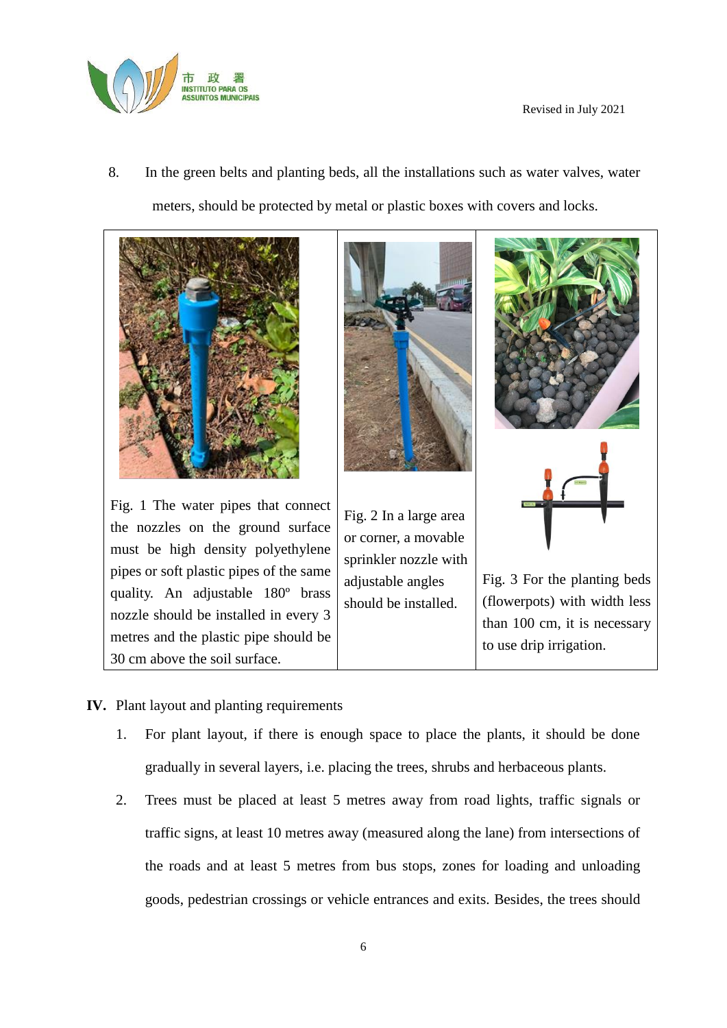8. In the green belts and planting beds, all the installations such as water valves, water meters, should be protected by metal or plastic boxes with covers and locks.

| | | |
|---|---|---|
| Fig. 1 The water pipes that connect the nozzles on the ground surface must be high density polyethylene pipes or soft plastic pipes of the same quality. An adjustable 180º brass nozzle should be installed in every 3 metres and the plastic pipe should be 30 cm above the soil surface. | Fig. 2 In a large area or corner, a movable sprinkler nozzle with adjustable angles should be installed. | Fig. 3 For the planting beds (flowerpots) with width less than 100 cm, it is necessary to use drip irrigation. |

**IV.** Plant layout and planting requirements

1. For plant layout, if there is enough space to place the plants, it should be done gradually in several layers, i.e. placing the trees, shrubs and herbaceous plants.
2. Trees must be placed at least 5 metres away from road lights, traffic signals or traffic signs, at least 10 metres away (measured along the lane) from intersections of the roads and at least 5 metres from bus stops, zones for loading and unloading goods, pedestrian crossings or vehicle entrances and exits. Besides, the trees should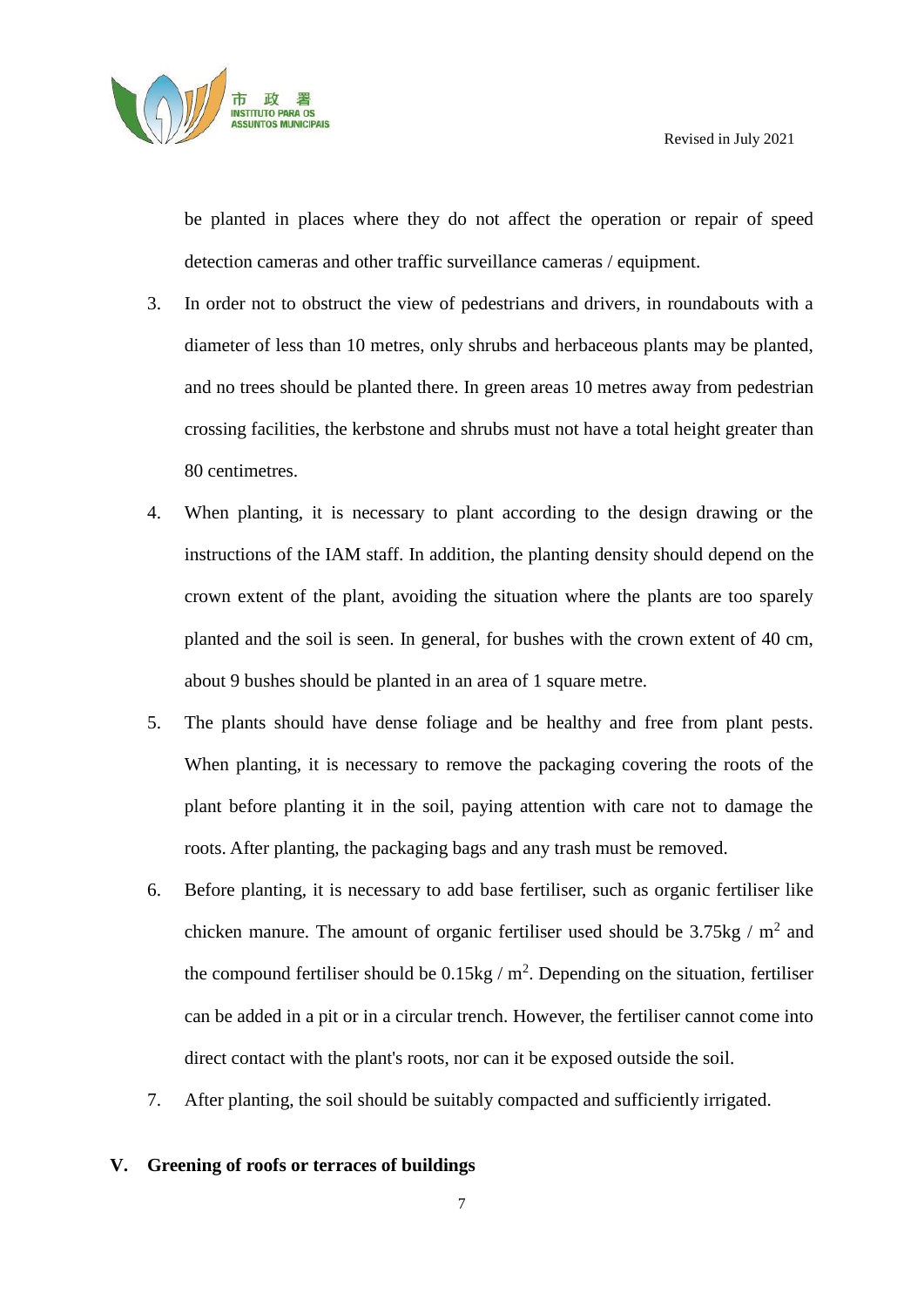be planted in places where they do not affect the operation or repair of speed detection cameras and other traffic surveillance cameras / equipment.

3. In order not to obstruct the view of pedestrians and drivers, in roundabouts with a diameter of less than 10 metres, only shrubs and herbaceous plants may be planted, and no trees should be planted there. In green areas 10 metres away from pedestrian crossing facilities, the kerbstone and shrubs must not have a total height greater than 80 centimetres.
4. When planting, it is necessary to plant according to the design drawing or the instructions of the IAM staff. In addition, the planting density should depend on the crown extent of the plant, avoiding the situation where the plants are too sparely planted and the soil is seen. In general, for bushes with the crown extent of 40 cm, about 9 bushes should be planted in an area of 1 square metre.
5. The plants should have dense foliage and be healthy and free from plant pests. When planting, it is necessary to remove the packaging covering the roots of the plant before planting it in the soil, paying attention with care not to damage the roots. After planting, the packaging bags and any trash must be removed.
6. Before planting, it is necessary to add base fertiliser, such as organic fertiliser like chicken manure. The amount of organic fertiliser used should be 3.75kg / $m^2$ and the compound fertiliser should be 0.15kg / $m^2$. Depending on the situation, fertiliser can be added in a pit or in a circular trench. However, the fertiliser cannot come into direct contact with the plant's roots, nor can it be exposed outside the soil.
7. After planting, the soil should be suitably compacted and sufficiently irrigated.

## V. Greening of roofs or terraces of buildings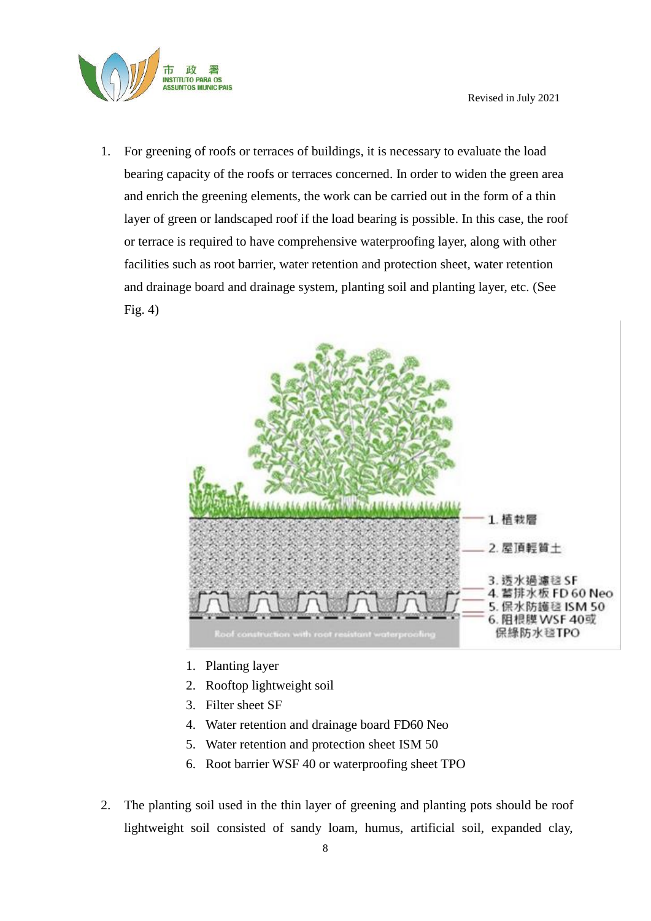1. For greening of roofs or terraces of buildings, it is necessary to evaluate the load bearing capacity of the roofs or terraces concerned. In order to widen the green area and enrich the greening elements, the work can be carried out in the form of a thin layer of green or landscaped roof if the load bearing is possible. In this case, the roof or terrace is required to have comprehensive waterproofing layer, along with other facilities such as root barrier, water retention and protection sheet, water retention and drainage board and drainage system, planting soil and planting layer, etc. (See Fig. 4)

   1. Planting layer
   2. Rooftop lightweight soil
   3. Filter sheet SF
   4. Water retention and drainage board FD60 Neo
   5. Water retention and protection sheet ISM 50
   6. Root barrier WSF 40 or waterproofing sheet TPO

2. The planting soil used in the thin layer of greening and planting pots should be roof lightweight soil consisted of sandy loam, humus, artificial soil, expanded clay,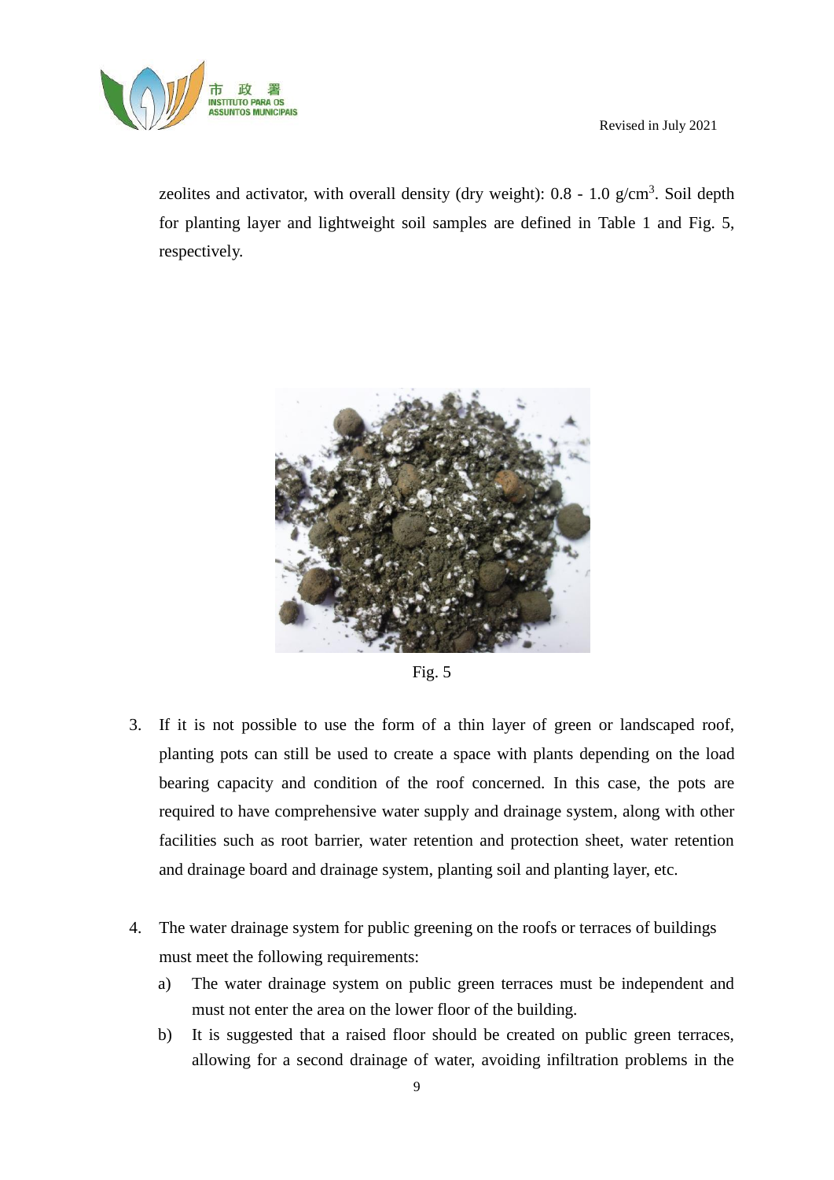zeolites and activator, with overall density (dry weight): 0.8 - 1.0 g/cm$^3$. Soil depth for planting layer and lightweight soil samples are defined in Table 1 and Fig. 5, respectively.

Fig. 5

3. If it is not possible to use the form of a thin layer of green or landscaped roof, planting pots can still be used to create a space with plants depending on the load bearing capacity and condition of the roof concerned. In this case, the pots are required to have comprehensive water supply and drainage system, along with other facilities such as root barrier, water retention and protection sheet, water retention and drainage board and drainage system, planting soil and planting layer, etc.

4. The water drainage system for public greening on the roofs or terraces of buildings must meet the following requirements:
   a) The water drainage system on public green terraces must be independent and must not enter the area on the lower floor of the building.
   b) It is suggested that a raised floor should be created on public green terraces, allowing for a second drainage of water, avoiding infiltration problems in the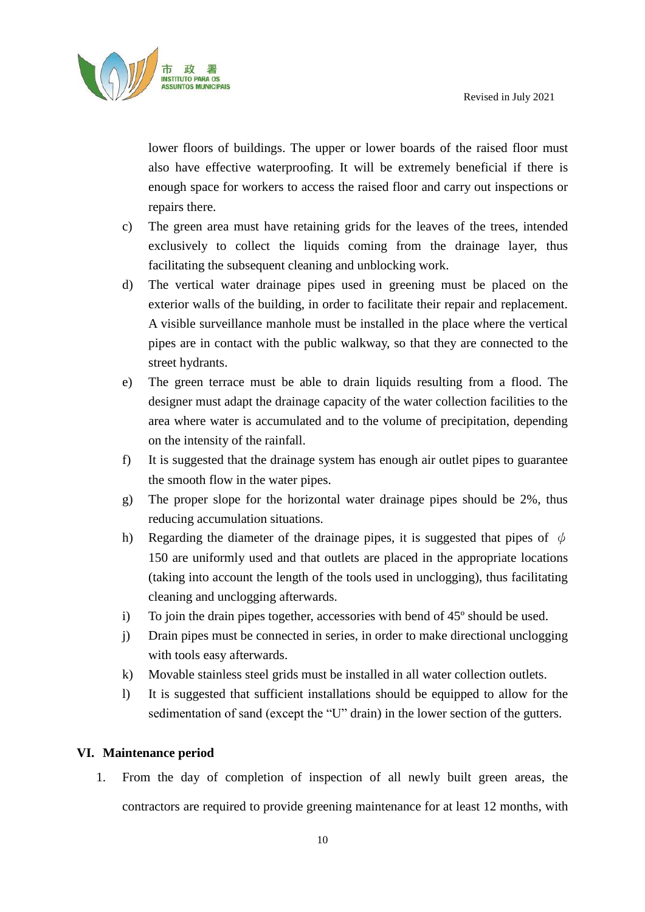lower floors of buildings. The upper or lower boards of the raised floor must also have effective waterproofing. It will be extremely beneficial if there is enough space for workers to access the raised floor and carry out inspections or repairs there.

c) The green area must have retaining grids for the leaves of the trees, intended exclusively to collect the liquids coming from the drainage layer, thus facilitating the subsequent cleaning and unblocking work.

d) The vertical water drainage pipes used in greening must be placed on the exterior walls of the building, in order to facilitate their repair and replacement. A visible surveillance manhole must be installed in the place where the vertical pipes are in contact with the public walkway, so that they are connected to the street hydrants.

e) The green terrace must be able to drain liquids resulting from a flood. The designer must adapt the drainage capacity of the water collection facilities to the area where water is accumulated and to the volume of precipitation, depending on the intensity of the rainfall.

f) It is suggested that the drainage system has enough air outlet pipes to guarantee the smooth flow in the water pipes.

g) The proper slope for the horizontal water drainage pipes should be 2%, thus reducing accumulation situations.

h) Regarding the diameter of the drainage pipes, it is suggested that pipes of $\phi$ 150 are uniformly used and that outlets are placed in the appropriate locations (taking into account the length of the tools used in unclogging), thus facilitating cleaning and unclogging afterwards.

i) To join the drain pipes together, accessories with bend of 45º should be used.

j) Drain pipes must be connected in series, in order to make directional unclogging with tools easy afterwards.

k) Movable stainless steel grids must be installed in all water collection outlets.

l) It is suggested that sufficient installations should be equipped to allow for the sedimentation of sand (except the "U" drain) in the lower section of the gutters.

## VI. Maintenance period

1. From the day of completion of inspection of all newly built green areas, the contractors are required to provide greening maintenance for at least 12 months, with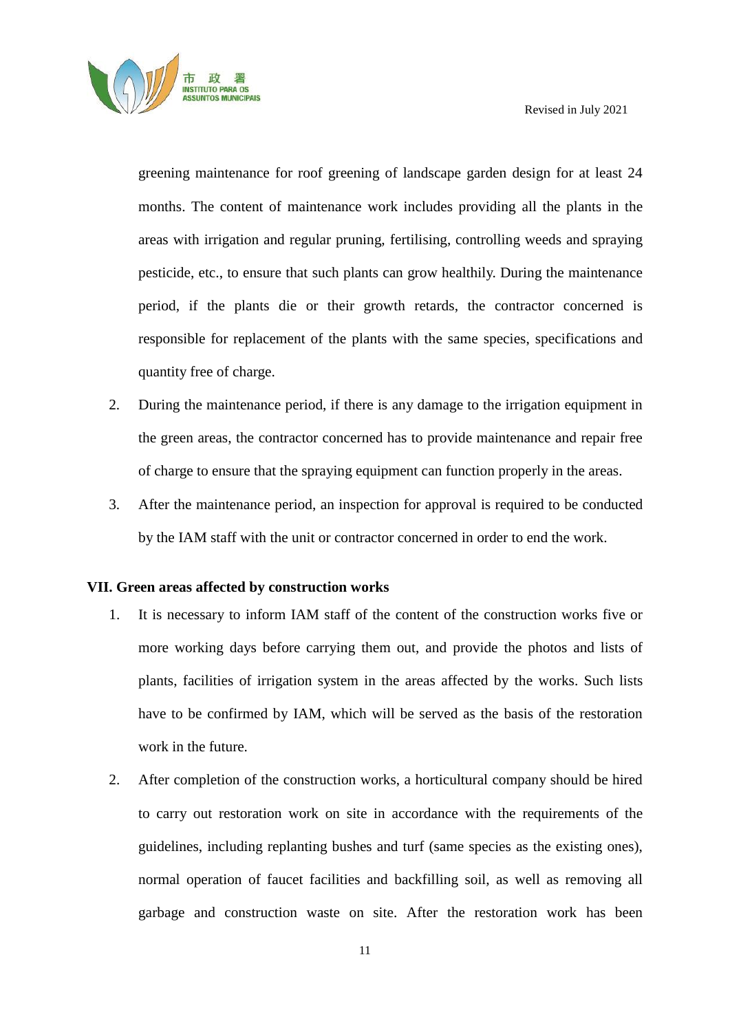greening maintenance for roof greening of landscape garden design for at least 24 months. The content of maintenance work includes providing all the plants in the areas with irrigation and regular pruning, fertilising, controlling weeds and spraying pesticide, etc., to ensure that such plants can grow healthily. During the maintenance period, if the plants die or their growth retards, the contractor concerned is responsible for replacement of the plants with the same species, specifications and quantity free of charge.

2. During the maintenance period, if there is any damage to the irrigation equipment in the green areas, the contractor concerned has to provide maintenance and repair free of charge to ensure that the spraying equipment can function properly in the areas.
3. After the maintenance period, an inspection for approval is required to be conducted by the IAM staff with the unit or contractor concerned in order to end the work.

**VII. Green areas affected by construction works**

1. It is necessary to inform IAM staff of the content of the construction works five or more working days before carrying them out, and provide the photos and lists of plants, facilities of irrigation system in the areas affected by the works. Such lists have to be confirmed by IAM, which will be served as the basis of the restoration work in the future.
2. After completion of the construction works, a horticultural company should be hired to carry out restoration work on site in accordance with the requirements of the guidelines, including replanting bushes and turf (same species as the existing ones), normal operation of faucet facilities and backfilling soil, as well as removing all garbage and construction waste on site. After the restoration work has been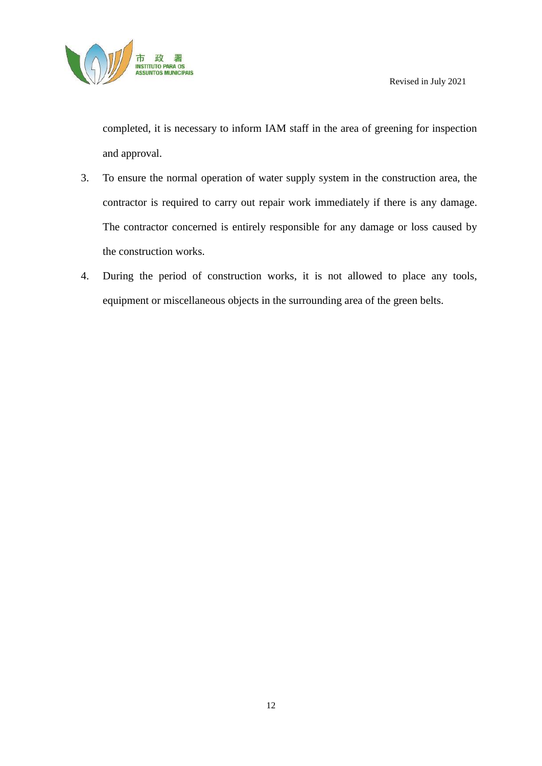completed, it is necessary to inform IAM staff in the area of greening for inspection and approval.

3. To ensure the normal operation of water supply system in the construction area, the contractor is required to carry out repair work immediately if there is any damage. The contractor concerned is entirely responsible for any damage or loss caused by the construction works.
4. During the period of construction works, it is not allowed to place any tools, equipment or miscellaneous objects in the surrounding area of the green belts.